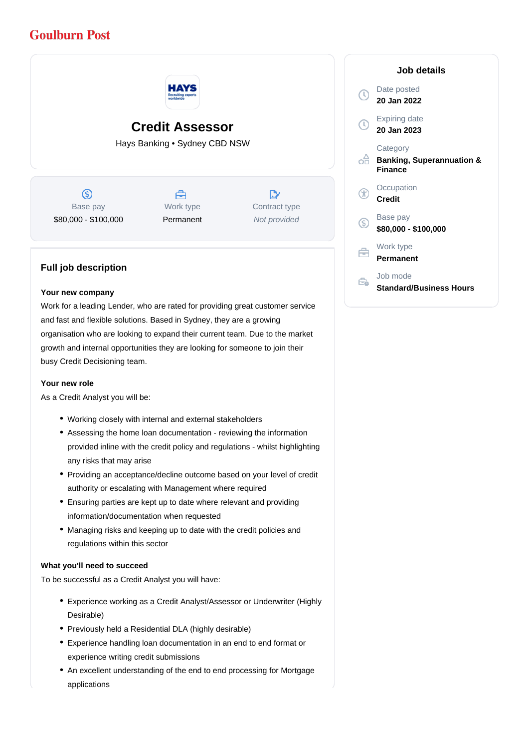Goulburn Post

# Credit Assessor

Hays Banking • Sydney CBD NSW

| Base pay | Work type | Contract type |
|---|---|---|
| $80,000 - $100,000 | Permanent | *Not provided* |

## Full job description

**Your new company**

Work for a leading Lender, who are rated for providing great customer service and fast and flexible solutions. Based in Sydney, they are a growing organisation who are looking to expand their current team. Due to the market growth and internal opportunities they are looking for someone to join their busy Credit Decisioning team.

**Your new role**

As a Credit Analyst you will be:

- Working closely with internal and external stakeholders
- Assessing the home loan documentation - reviewing the information provided inline with the credit policy and regulations - whilst highlighting any risks that may arise
- Providing an acceptance/decline outcome based on your level of credit authority or escalating with Management where required
- Ensuring parties are kept up to date where relevant and providing information/documentation when requested
- Managing risks and keeping up to date with the credit policies and regulations within this sector

**What you'll need to succeed**

To be successful as a Credit Analyst you will have:

- Experience working as a Credit Analyst/Assessor or Underwriter (Highly Desirable)
- Previously held a Residential DLA (highly desirable)
- Experience handling loan documentation in an end to end format or experience writing credit submissions
- An excellent understanding of the end to end processing for Mortgage applications

## Job details

**Date posted**
20 Jan 2022

**Expiring date**
20 Jan 2023

**Category**
Banking, Superannuation & Finance

**Occupation**
Credit

**Base pay**
$80,000 - $100,000

**Work type**
Permanent

**Job mode**
Standard/Business Hours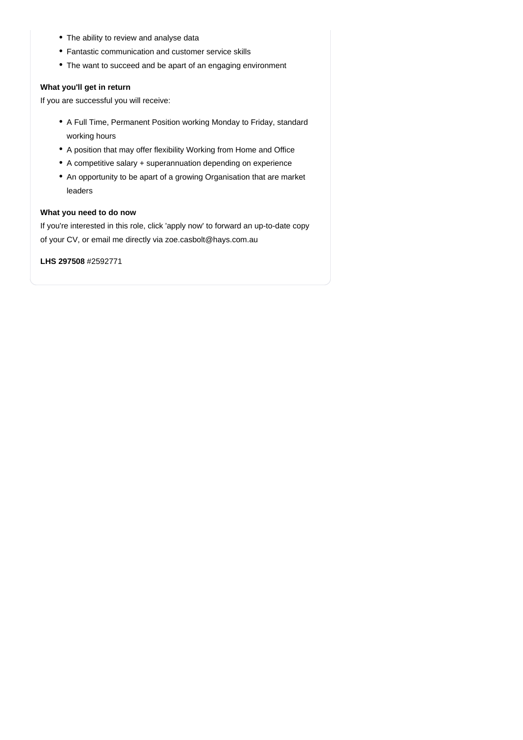- The ability to review and analyse data
- Fantastic communication and customer service skills
- The want to succeed and be apart of an engaging environment

**What you'll get in return**

If you are successful you will receive:

- A Full Time, Permanent Position working Monday to Friday, standard working hours
- A position that may offer flexibility Working from Home and Office
- A competitive salary + superannuation depending on experience
- An opportunity to be apart of a growing Organisation that are market leaders

**What you need to do now**

If you're interested in this role, click 'apply now' to forward an up-to-date copy of your CV, or email me directly via zoe.casbolt@hays.com.au

**LHS 297508** #2592771